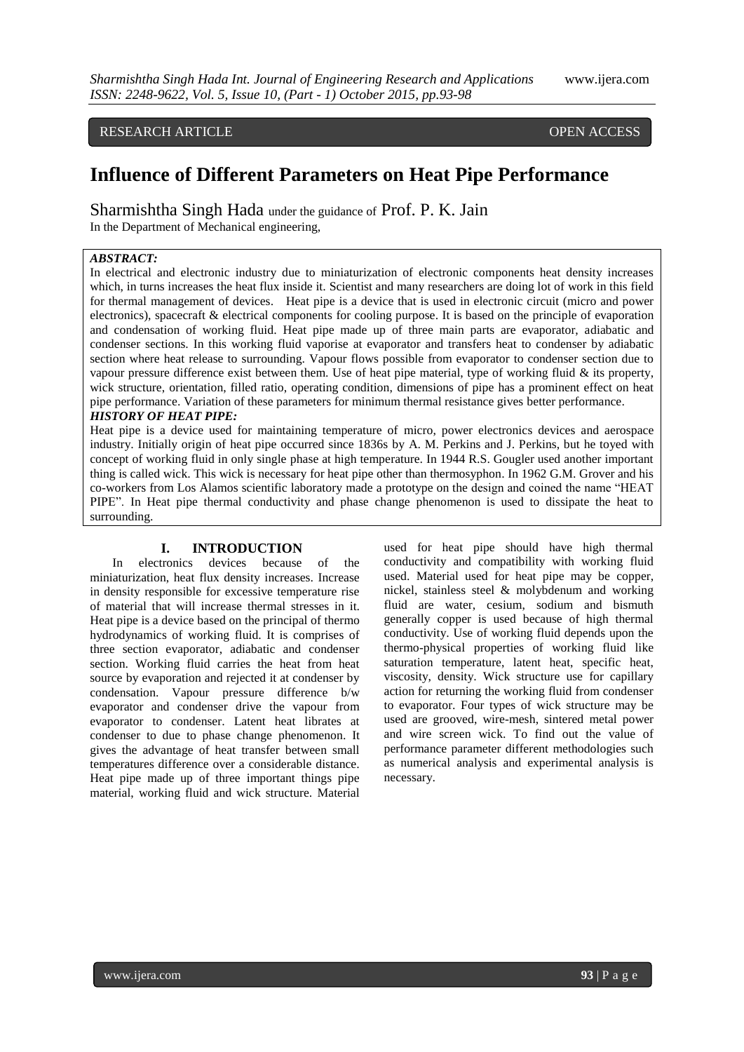RESEARCH ARTICLE OPEN ACCESS

# Influence of Different Parameters on Heat Pipe Performance

Sharmishtha Singh Hada under the guidance of Prof. P. K. Jain

In the Department of Mechanical engineering,

***ABSTRACT:***

In electrical and electronic industry due to miniaturization of electronic components heat density increases which, in turns increases the heat flux inside it. Scientist and many researchers are doing lot of work in this field for thermal management of devices. Heat pipe is a device that is used in electronic circuit (micro and power electronics), spacecraft & electrical components for cooling purpose. It is based on the principle of evaporation and condensation of working fluid. Heat pipe made up of three main parts are evaporator, adiabatic and condenser sections. In this working fluid vaporise at evaporator and transfers heat to condenser by adiabatic section where heat release to surrounding. Vapour flows possible from evaporator to condenser section due to vapour pressure difference exist between them. Use of heat pipe material, type of working fluid & its property, wick structure, orientation, filled ratio, operating condition, dimensions of pipe has a prominent effect on heat pipe performance. Variation of these parameters for minimum thermal resistance gives better performance.

***HISTORY OF HEAT PIPE:***

Heat pipe is a device used for maintaining temperature of micro, power electronics devices and aerospace industry. Initially origin of heat pipe occurred since 1836s by A. M. Perkins and J. Perkins, but he toyed with concept of working fluid in only single phase at high temperature. In 1944 R.S. Gougler used another important thing is called wick. This wick is necessary for heat pipe other than thermosyphon. In 1962 G.M. Grover and his co-workers from Los Alamos scientific laboratory made a prototype on the design and coined the name "HEAT PIPE". In Heat pipe thermal conductivity and phase change phenomenon is used to dissipate the heat to surrounding.

## I. INTRODUCTION

In electronics devices because of the miniaturization, heat flux density increases. Increase in density responsible for excessive temperature rise of material that will increase thermal stresses in it. Heat pipe is a device based on the principal of thermo hydrodynamics of working fluid. It is comprises of three section evaporator, adiabatic and condenser section. Working fluid carries the heat from heat source by evaporation and rejected it at condenser by condensation. Vapour pressure difference b/w evaporator and condenser drive the vapour from evaporator to condenser. Latent heat librates at condenser to due to phase change phenomenon. It gives the advantage of heat transfer between small temperatures difference over a considerable distance. Heat pipe made up of three important things pipe material, working fluid and wick structure. Material used for heat pipe should have high thermal conductivity and compatibility with working fluid used. Material used for heat pipe may be copper, nickel, stainless steel & molybdenum and working fluid are water, cesium, sodium and bismuth generally copper is used because of high thermal conductivity. Use of working fluid depends upon the thermo-physical properties of working fluid like saturation temperature, latent heat, specific heat, viscosity, density. Wick structure use for capillary action for returning the working fluid from condenser to evaporator. Four types of wick structure may be used are grooved, wire-mesh, sintered metal power and wire screen wick. To find out the value of performance parameter different methodologies such as numerical analysis and experimental analysis is necessary.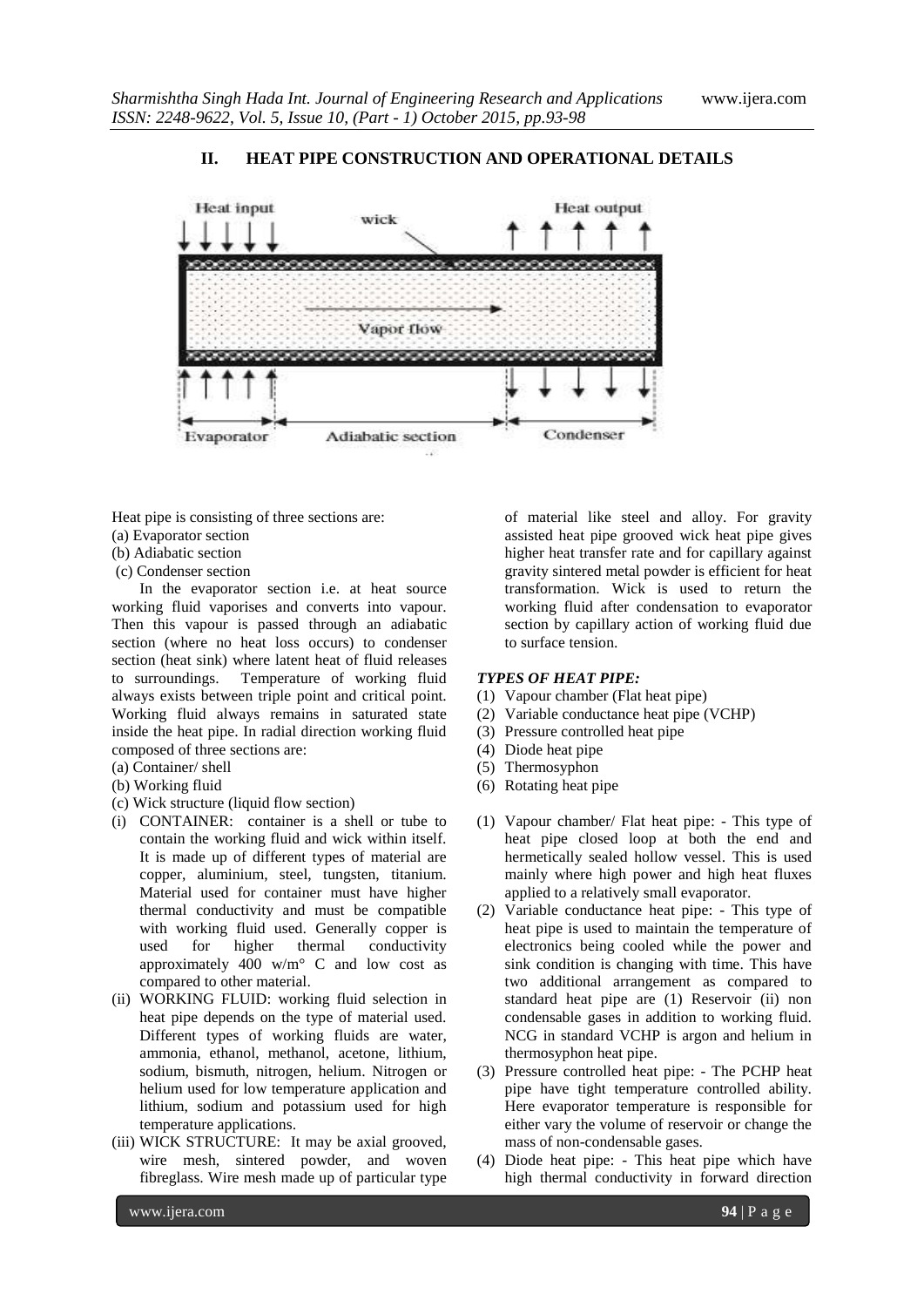## II. HEAT PIPE CONSTRUCTION AND OPERATIONAL DETAILS

Heat pipe is consisting of three sections are:

(a) Evaporator section

(b) Adiabatic section

(c) Condenser section

In the evaporator section i.e. at heat source working fluid vaporises and converts into vapour. Then this vapour is passed through an adiabatic section (where no heat loss occurs) to condenser section (heat sink) where latent heat of fluid releases to surroundings. Temperature of working fluid always exists between triple point and critical point. Working fluid always remains in saturated state inside the heat pipe. In radial direction working fluid composed of three sections are:

(a) Container/ shell

(b) Working fluid

(c) Wick structure (liquid flow section)

(i) CONTAINER: container is a shell or tube to contain the working fluid and wick within itself. It is made up of different types of material are copper, aluminium, steel, tungsten, titanium. Material used for container must have higher thermal conductivity and must be compatible with working fluid used. Generally copper is used for higher thermal conductivity approximately 400 w/m° C and low cost as compared to other material.

(ii) WORKING FLUID: working fluid selection in heat pipe depends on the type of material used. Different types of working fluids are water, ammonia, ethanol, methanol, acetone, lithium, sodium, bismuth, nitrogen, helium. Nitrogen or helium used for low temperature application and lithium, sodium and potassium used for high temperature applications.

(iii) WICK STRUCTURE: It may be axial grooved, wire mesh, sintered powder, and woven fibreglass. Wire mesh made up of particular type of material like steel and alloy. For gravity assisted heat pipe grooved wick heat pipe gives higher heat transfer rate and for capillary against gravity sintered metal powder is efficient for heat transformation. Wick is used to return the working fluid after condensation to evaporator section by capillary action of working fluid due to surface tension.

***TYPES OF HEAT PIPE:***

(1) Vapour chamber (Flat heat pipe)

(2) Variable conductance heat pipe (VCHP)

(3) Pressure controlled heat pipe

(4) Diode heat pipe

(5) Thermosyphon

(6) Rotating heat pipe

(1) Vapour chamber/ Flat heat pipe: - This type of heat pipe closed loop at both the end and hermetically sealed hollow vessel. This is used mainly where high power and high heat fluxes applied to a relatively small evaporator.

(2) Variable conductance heat pipe: - This type of heat pipe is used to maintain the temperature of electronics being cooled while the power and sink condition is changing with time. This have two additional arrangement as compared to standard heat pipe are (1) Reservoir (ii) non condensable gases in addition to working fluid. NCG in standard VCHP is argon and helium in thermosyphon heat pipe.

(3) Pressure controlled heat pipe: - The PCHP heat pipe have tight temperature controlled ability. Here evaporator temperature is responsible for either vary the volume of reservoir or change the mass of non-condensable gases.

(4) Diode heat pipe: - This heat pipe which have high thermal conductivity in forward direction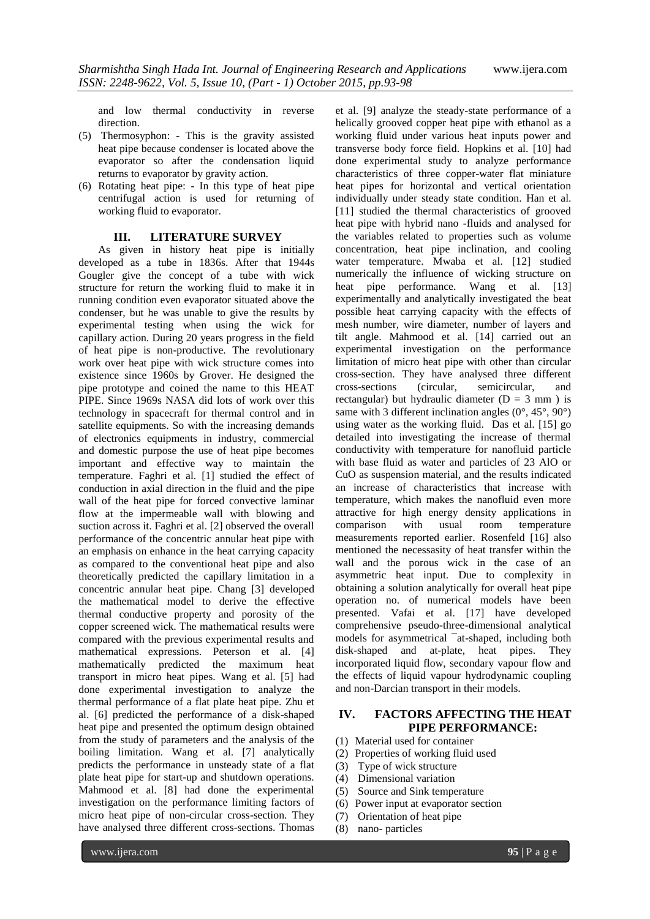and low thermal conductivity in reverse direction.

(5) Thermosyphon: - This is the gravity assisted heat pipe because condenser is located above the evaporator so after the condensation liquid returns to evaporator by gravity action.
(6) Rotating heat pipe: - In this type of heat pipe centrifugal action is used for returning of working fluid to evaporator.

## III. LITERATURE SURVEY

As given in history heat pipe is initially developed as a tube in 1836s. After that 1944s Gougler give the concept of a tube with wick structure for return the working fluid to make it in running condition even evaporator situated above the condenser, but he was unable to give the results by experimental testing when using the wick for capillary action. During 20 years progress in the field of heat pipe is non-productive. The revolutionary work over heat pipe with wick structure comes into existence since 1960s by Grover. He designed the pipe prototype and coined the name to this HEAT PIPE. Since 1969s NASA did lots of work over this technology in spacecraft for thermal control and in satellite equipments. So with the increasing demands of electronics equipments in industry, commercial and domestic purpose the use of heat pipe becomes important and effective way to maintain the temperature. Faghri et al. [1] studied the effect of conduction in axial direction in the fluid and the pipe wall of the heat pipe for forced convective laminar flow at the impermeable wall with blowing and suction across it. Faghri et al. [2] observed the overall performance of the concentric annular heat pipe with an emphasis on enhance in the heat carrying capacity as compared to the conventional heat pipe and also theoretically predicted the capillary limitation in a concentric annular heat pipe. Chang [3] developed the mathematical model to derive the effective thermal conductive property and porosity of the copper screened wick. The mathematical results were compared with the previous experimental results and mathematical expressions. Peterson et al. [4] mathematically predicted the maximum heat transport in micro heat pipes. Wang et al. [5] had done experimental investigation to analyze the thermal performance of a flat plate heat pipe. Zhu et al. [6] predicted the performance of a disk-shaped heat pipe and presented the optimum design obtained from the study of parameters and the analysis of the boiling limitation. Wang et al. [7] analytically predicts the performance in unsteady state of a flat plate heat pipe for start-up and shutdown operations. Mahmood et al. [8] had done the experimental investigation on the performance limiting factors of micro heat pipe of non-circular cross-section. They have analysed three different cross-sections. Thomas et al. [9] analyze the steady-state performance of a helically grooved copper heat pipe with ethanol as a working fluid under various heat inputs power and transverse body force field. Hopkins et al. [10] had done experimental study to analyze performance characteristics of three copper-water flat miniature heat pipes for horizontal and vertical orientation individually under steady state condition. Han et al. [11] studied the thermal characteristics of grooved heat pipe with hybrid nano -fluids and analysed for the variables related to properties such as volume concentration, heat pipe inclination, and cooling water temperature. Mwaba et al. [12] studied numerically the influence of wicking structure on heat pipe performance. Wang et al. [13] experimentally and analytically investigated the beat possible heat carrying capacity with the effects of mesh number, wire diameter, number of layers and tilt angle. Mahmood et al. [14] carried out an experimental investigation on the performance limitation of micro heat pipe with other than circular cross-section. They have analysed three different cross-sections (circular, semicircular, and rectangular) but hydraulic diameter ($D = 3$ mm ) is same with 3 different inclination angles (0°, 45°, 90°) using water as the working fluid. Das et al. [15] go detailed into investigating the increase of thermal conductivity with temperature for nanofluid particle with base fluid as water and particles of 23 AlO or CuO as suspension material, and the results indicated an increase of characteristics that increase with temperature, which makes the nanofluid even more attractive for high energy density applications in comparison with usual room temperature measurements reported earlier. Rosenfeld [16] also mentioned the necessasity of heat transfer within the wall and the porous wick in the case of an asymmetric heat input. Due to complexity in obtaining a solution analytically for overall heat pipe operation no. of numerical models have been presented. Vafai et al. [17] have developed comprehensive pseudo-three-dimensional analytical models for asymmetrical ¯at-shaped, including both disk-shaped and at-plate, heat pipes. They incorporated liquid flow, secondary vapour flow and the effects of liquid vapour hydrodynamic coupling and non-Darcian transport in their models.

## IV. FACTORS AFFECTING THE HEAT PIPE PERFORMANCE:

(1) Material used for container
(2) Properties of working fluid used
(3) Type of wick structure
(4) Dimensional variation
(5) Source and Sink temperature
(6) Power input at evaporator section
(7) Orientation of heat pipe
(8) nano- particles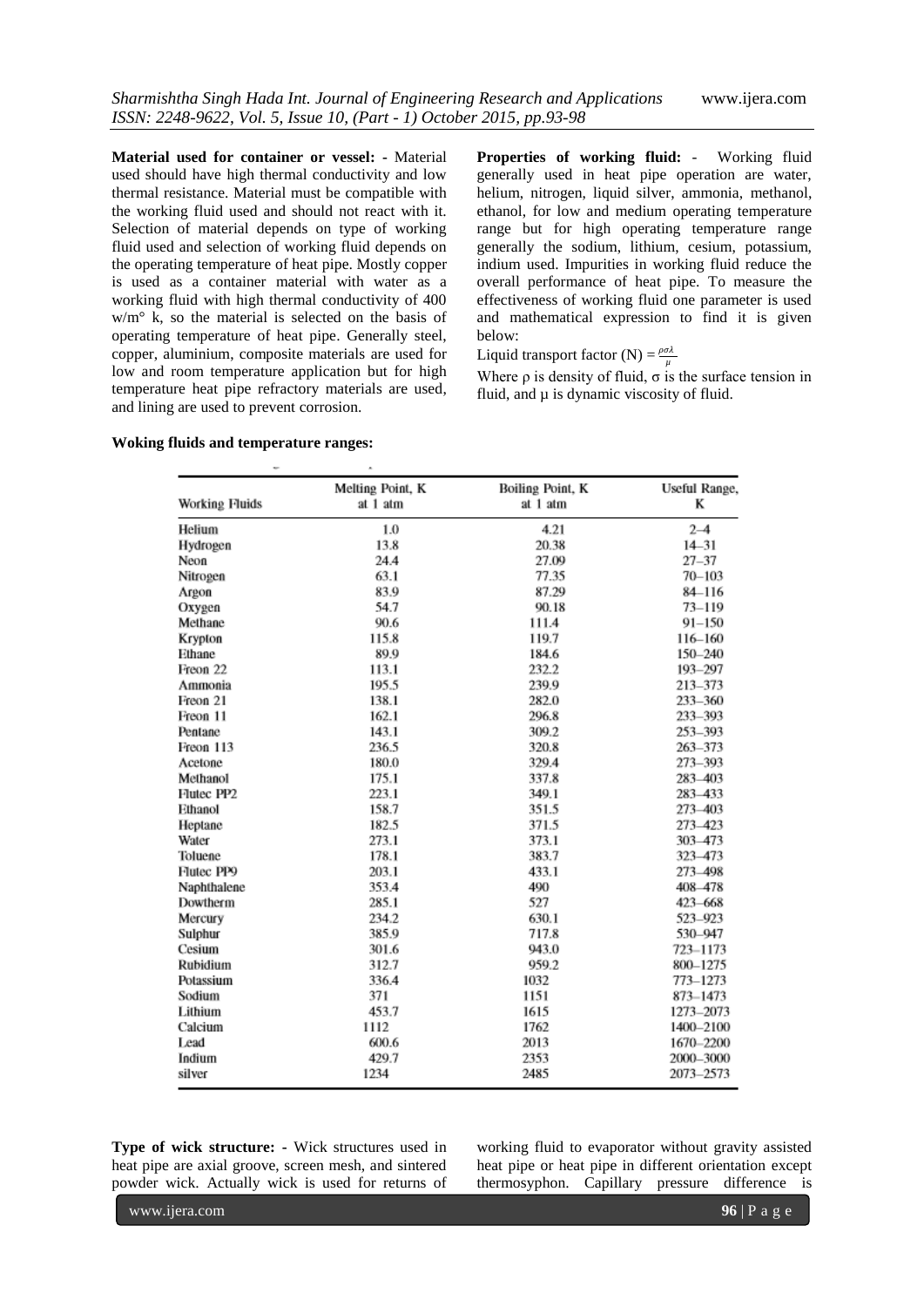**Material used for container or vessel: -** Material used should have high thermal conductivity and low thermal resistance. Material must be compatible with the working fluid used and should not react with it. Selection of material depends on type of working fluid used and selection of working fluid depends on the operating temperature of heat pipe. Mostly copper is used as a container material with water as a working fluid with high thermal conductivity of 400 w/m° k, so the material is selected on the basis of operating temperature of heat pipe. Generally steel, copper, aluminium, composite materials are used for low and room temperature application but for high temperature heat pipe refractory materials are used, and lining are used to prevent corrosion.

**Properties of working fluid: -** Working fluid generally used in heat pipe operation are water, helium, nitrogen, liquid silver, ammonia, methanol, ethanol, for low and medium operating temperature range but for high operating temperature range generally the sodium, lithium, cesium, potassium, indium used. Impurities in working fluid reduce the overall performance of heat pipe. To measure the effectiveness of working fluid one parameter is used and mathematical expression to find it is given below:

Liquid transport factor (N) = $\frac{\rho\sigma\lambda}{\mu}$

Where ρ is density of fluid, σ is the surface tension in fluid, and μ is dynamic viscosity of fluid.

**Woking fluids and temperature ranges:**

| Working Fluids | Melting Point, K at 1 atm | Boiling Point, K at 1 atm | Useful Range, K |
|---|---|---|---|
| Helium | 1.0 | 4.21 | 2–4 |
| Hydrogen | 13.8 | 20.38 | 14–31 |
| Neon | 24.4 | 27.09 | 27–37 |
| Nitrogen | 63.1 | 77.35 | 70–103 |
| Argon | 83.9 | 87.29 | 84–116 |
| Oxygen | 54.7 | 90.18 | 73–119 |
| Methane | 90.6 | 111.4 | 91–150 |
| Krypton | 115.8 | 119.7 | 116–160 |
| Ethane | 89.9 | 184.6 | 150–240 |
| Freon 22 | 113.1 | 232.2 | 193–297 |
| Ammonia | 195.5 | 239.9 | 213–373 |
| Freon 21 | 138.1 | 282.0 | 233–360 |
| Freon 11 | 162.1 | 296.8 | 233–393 |
| Pentane | 143.1 | 309.2 | 253–393 |
| Freon 113 | 236.5 | 320.8 | 263–373 |
| Acetone | 180.0 | 329.4 | 273–393 |
| Methanol | 175.1 | 337.8 | 283–403 |
| Flutec PP2 | 223.1 | 349.1 | 283–433 |
| Ethanol | 158.7 | 351.5 | 273–403 |
| Heptane | 182.5 | 371.5 | 273–423 |
| Water | 273.1 | 373.1 | 303–473 |
| Toluene | 178.1 | 383.7 | 323–473 |
| Flutec PP9 | 203.1 | 433.1 | 273–498 |
| Naphthalene | 353.4 | 490 | 408–478 |
| Dowtherm | 285.1 | 527 | 423–668 |
| Mercury | 234.2 | 630.1 | 523–923 |
| Sulphur | 385.9 | 717.8 | 530–947 |
| Cesium | 301.6 | 943.0 | 723–1173 |
| Rubidium | 312.7 | 959.2 | 800–1275 |
| Potassium | 336.4 | 1032 | 773–1273 |
| Sodium | 371 | 1151 | 873–1473 |
| Lithium | 453.7 | 1615 | 1273–2073 |
| Calcium | 1112 | 1762 | 1400–2100 |
| Lead | 600.6 | 2013 | 1670–2200 |
| Indium | 429.7 | 2353 | 2000–3000 |
| silver | 1234 | 2485 | 2073–2573 |

**Type of wick structure: -** Wick structures used in heat pipe are axial groove, screen mesh, and sintered powder wick. Actually wick is used for returns of working fluid to evaporator without gravity assisted heat pipe or heat pipe in different orientation except thermosyphon. Capillary pressure difference is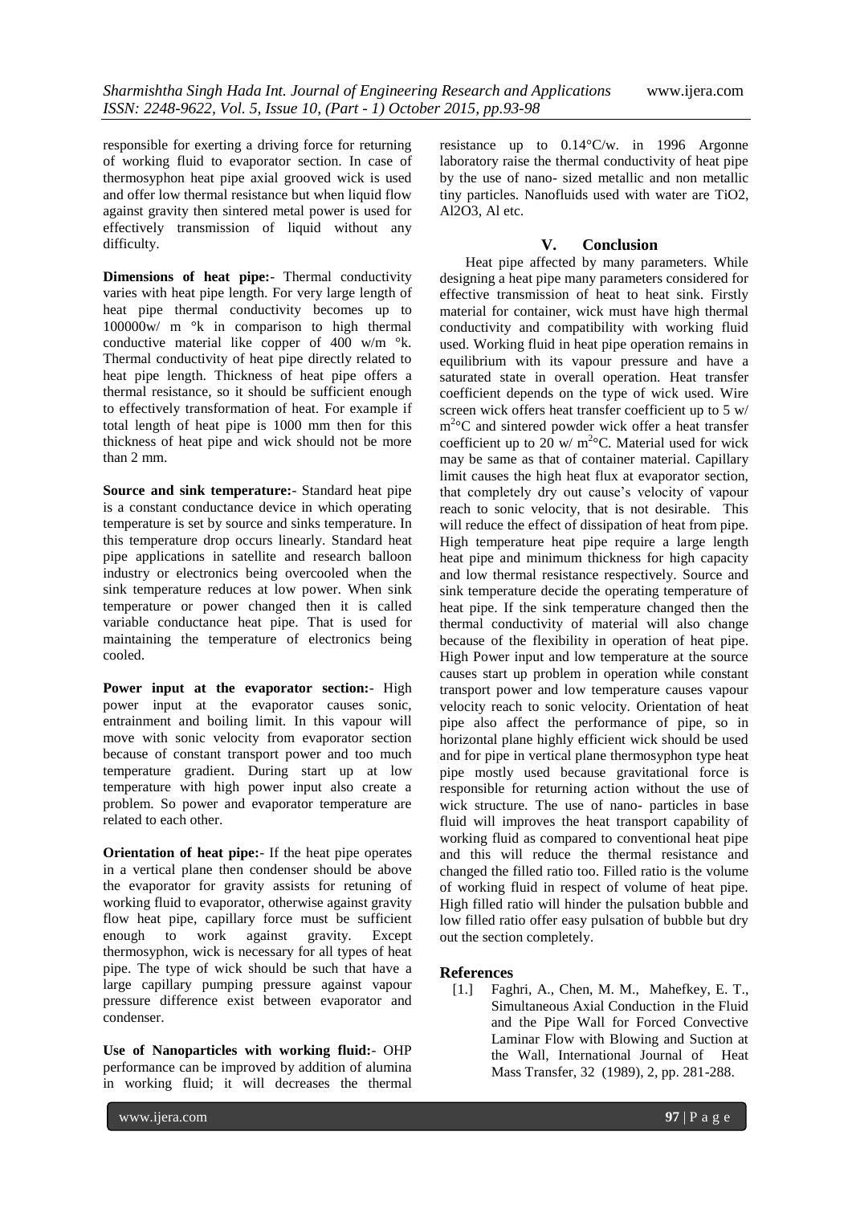responsible for exerting a driving force for returning of working fluid to evaporator section. In case of thermosyphon heat pipe axial grooved wick is used and offer low thermal resistance but when liquid flow against gravity then sintered metal power is used for effectively transmission of liquid without any difficulty.

**Dimensions of heat pipe:-** Thermal conductivity varies with heat pipe length. For very large length of heat pipe thermal conductivity becomes up to 100000w/ m °k in comparison to high thermal conductive material like copper of 400 w/m °k. Thermal conductivity of heat pipe directly related to heat pipe length. Thickness of heat pipe offers a thermal resistance, so it should be sufficient enough to effectively transformation of heat. For example if total length of heat pipe is 1000 mm then for this thickness of heat pipe and wick should not be more than 2 mm.

**Source and sink temperature:-** Standard heat pipe is a constant conductance device in which operating temperature is set by source and sinks temperature. In this temperature drop occurs linearly. Standard heat pipe applications in satellite and research balloon industry or electronics being overcooled when the sink temperature reduces at low power. When sink temperature or power changed then it is called variable conductance heat pipe. That is used for maintaining the temperature of electronics being cooled.

**Power input at the evaporator section:-** High power input at the evaporator causes sonic, entrainment and boiling limit. In this vapour will move with sonic velocity from evaporator section because of constant transport power and too much temperature gradient. During start up at low temperature with high power input also create a problem. So power and evaporator temperature are related to each other.

**Orientation of heat pipe:-** If the heat pipe operates in a vertical plane then condenser should be above the evaporator for gravity assists for retuning of working fluid to evaporator, otherwise against gravity flow heat pipe, capillary force must be sufficient enough to work against gravity. Except thermosyphon, wick is necessary for all types of heat pipe. The type of wick should be such that have a large capillary pumping pressure against vapour pressure difference exist between evaporator and condenser.

**Use of Nanoparticles with working fluid:-** OHP performance can be improved by addition of alumina in working fluid; it will decreases the thermal resistance up to 0.14°C/w. in 1996 Argonne laboratory raise the thermal conductivity of heat pipe by the use of nano- sized metallic and non metallic tiny particles. Nanofluids used with water are $TiO_2$, $Al_2O_3$, Al etc.

## V. Conclusion

Heat pipe affected by many parameters. While designing a heat pipe many parameters considered for effective transmission of heat to heat sink. Firstly material for container, wick must have high thermal conductivity and compatibility with working fluid used. Working fluid in heat pipe operation remains in equilibrium with its vapour pressure and have a saturated state in overall operation. Heat transfer coefficient depends on the type of wick used. Wire screen wick offers heat transfer coefficient up to 5 w/ $m^2$°C and sintered powder wick offer a heat transfer coefficient up to 20 w/ $m^2$°C. Material used for wick may be same as that of container material. Capillary limit causes the high heat flux at evaporator section, that completely dry out cause's velocity of vapour reach to sonic velocity, that is not desirable. This will reduce the effect of dissipation of heat from pipe. High temperature heat pipe require a large length heat pipe and minimum thickness for high capacity and low thermal resistance respectively. Source and sink temperature decide the operating temperature of heat pipe. If the sink temperature changed then the thermal conductivity of material will also change because of the flexibility in operation of heat pipe. High Power input and low temperature at the source causes start up problem in operation while constant transport power and low temperature causes vapour velocity reach to sonic velocity. Orientation of heat pipe also affect the performance of pipe, so in horizontal plane highly efficient wick should be used and for pipe in vertical plane thermosyphon type heat pipe mostly used because gravitational force is responsible for returning action without the use of wick structure. The use of nano- particles in base fluid will improves the heat transport capability of working fluid as compared to conventional heat pipe and this will reduce the thermal resistance and changed the filled ratio too. Filled ratio is the volume of working fluid in respect of volume of heat pipe. High filled ratio will hinder the pulsation bubble and low filled ratio offer easy pulsation of bubble but dry out the section completely.

## References

[1.] Faghri, A., Chen, M. M., Mahefkey, E. T., Simultaneous Axial Conduction in the Fluid and the Pipe Wall for Forced Convective Laminar Flow with Blowing and Suction at the Wall, International Journal of Heat Mass Transfer, 32 (1989), 2, pp. 281-288.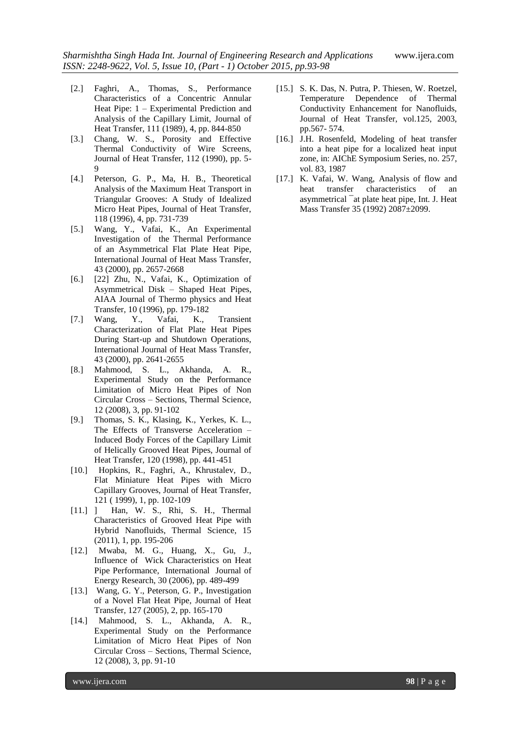[2.] Faghri, A., Thomas, S., Performance Characteristics of a Concentric Annular Heat Pipe: 1 – Experimental Prediction and Analysis of the Capillary Limit, Journal of Heat Transfer, 111 (1989), 4, pp. 844-850

[3.] Chang, W. S., Porosity and Effective Thermal Conductivity of Wire Screens, Journal of Heat Transfer, 112 (1990), pp. 5-9

[4.] Peterson, G. P., Ma, H. B., Theoretical Analysis of the Maximum Heat Transport in Triangular Grooves: A Study of Idealized Micro Heat Pipes, Journal of Heat Transfer, 118 (1996), 4, pp. 731-739

[5.] Wang, Y., Vafai, K., An Experimental Investigation of the Thermal Performance of an Asymmetrical Flat Plate Heat Pipe, International Journal of Heat Mass Transfer, 43 (2000), pp. 2657-2668

[6.] [22] Zhu, N., Vafai, K., Optimization of Asymmetrical Disk – Shaped Heat Pipes, AIAA Journal of Thermo physics and Heat Transfer, 10 (1996), pp. 179-182

[7.] Wang, Y., Vafai, K., Transient Characterization of Flat Plate Heat Pipes During Start-up and Shutdown Operations, International Journal of Heat Mass Transfer, 43 (2000), pp. 2641-2655

[8.] Mahmood, S. L., Akhanda, A. R., Experimental Study on the Performance Limitation of Micro Heat Pipes of Non Circular Cross – Sections, Thermal Science, 12 (2008), 3, pp. 91-102

[9.] Thomas, S. K., Klasing, K., Yerkes, K. L., The Effects of Transverse Acceleration – Induced Body Forces of the Capillary Limit of Helically Grooved Heat Pipes, Journal of Heat Transfer, 120 (1998), pp. 441-451

[10.] Hopkins, R., Faghri, A., Khrustalev, D., Flat Miniature Heat Pipes with Micro Capillary Grooves, Journal of Heat Transfer, 121 ( 1999), 1, pp. 102-109

[11.] ] Han, W. S., Rhi, S. H., Thermal Characteristics of Grooved Heat Pipe with Hybrid Nanofluids, Thermal Science, 15 (2011), 1, pp. 195-206

[12.] Mwaba, M. G., Huang, X., Gu, J., Influence of Wick Characteristics on Heat Pipe Performance, International Journal of Energy Research, 30 (2006), pp. 489-499

[13.] Wang, G. Y., Peterson, G. P., Investigation of a Novel Flat Heat Pipe, Journal of Heat Transfer, 127 (2005), 2, pp. 165-170

[14.] Mahmood, S. L., Akhanda, A. R., Experimental Study on the Performance Limitation of Micro Heat Pipes of Non Circular Cross – Sections, Thermal Science, 12 (2008), 3, pp. 91-10

[15.] S. K. Das, N. Putra, P. Thiesen, W. Roetzel, Temperature Dependence of Thermal Conductivity Enhancement for Nanofluids, Journal of Heat Transfer, vol.125, 2003, pp.567- 574.

[16.] J.H. Rosenfeld, Modeling of heat transfer into a heat pipe for a localized heat input zone, in: AIChE Symposium Series, no. 257, vol. 83, 1987

[17.] K. Vafai, W. Wang, Analysis of flow and heat transfer characteristics of an asymmetrical ¯at plate heat pipe, Int. J. Heat Mass Transfer 35 (1992) 2087±2099.